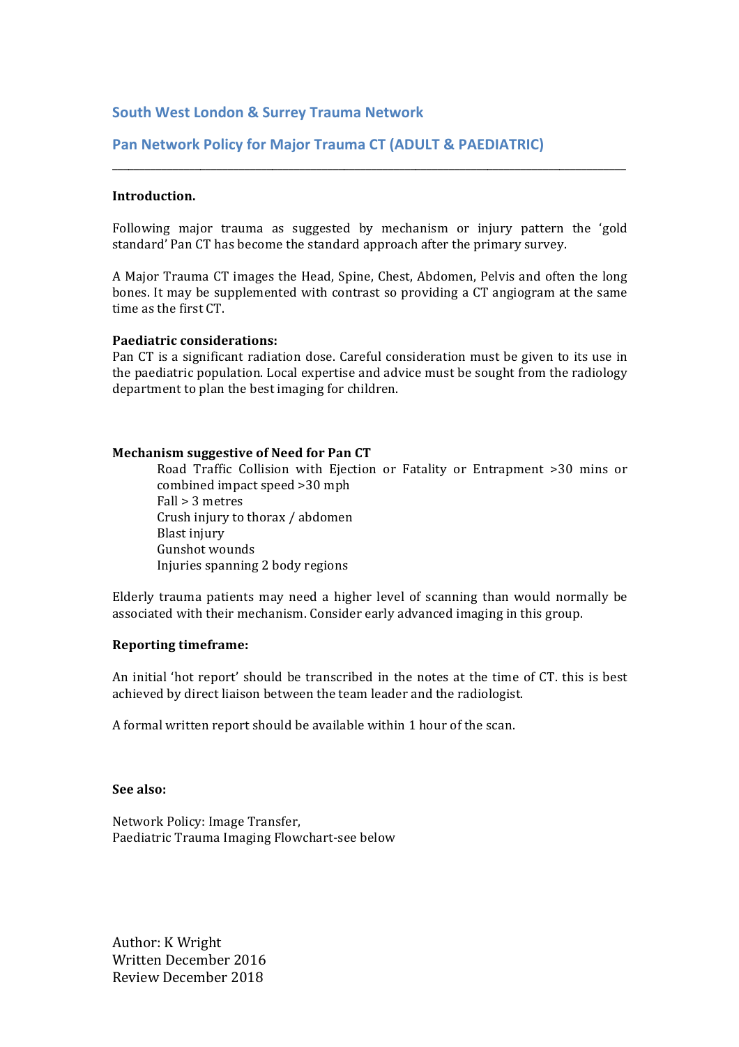## South West London & Surrey Trauma Network

## Pan Network Policy for Major Trauma CT (ADULT & PAEDIATRIC)

---

**Introduction.**

Following major trauma as suggested by mechanism or injury pattern the 'gold standard' Pan CT has become the standard approach after the primary survey.

A Major Trauma CT images the Head, Spine, Chest, Abdomen, Pelvis and often the long bones. It may be supplemented with contrast so providing a CT angiogram at the same time as the first CT.

**Paediatric considerations:**

Pan CT is a significant radiation dose. Careful consideration must be given to its use in the paediatric population. Local expertise and advice must be sought from the radiology department to plan the best imaging for children.

**Mechanism suggestive of Need for Pan CT**

- Road Traffic Collision with Ejection or Fatality or Entrapment >30 mins or combined impact speed >30 mph
- Fall > 3 metres
- Crush injury to thorax / abdomen
- Blast injury
- Gunshot wounds
- Injuries spanning 2 body regions

Elderly trauma patients may need a higher level of scanning than would normally be associated with their mechanism. Consider early advanced imaging in this group.

**Reporting timeframe:**

An initial 'hot report' should be transcribed in the notes at the time of CT. this is best achieved by direct liaison between the team leader and the radiologist.

A formal written report should be available within 1 hour of the scan.

**See also:**

Network Policy: Image Transfer,
Paediatric Trauma Imaging Flowchart-see below

Author: K Wright
Written December 2016
Review December 2018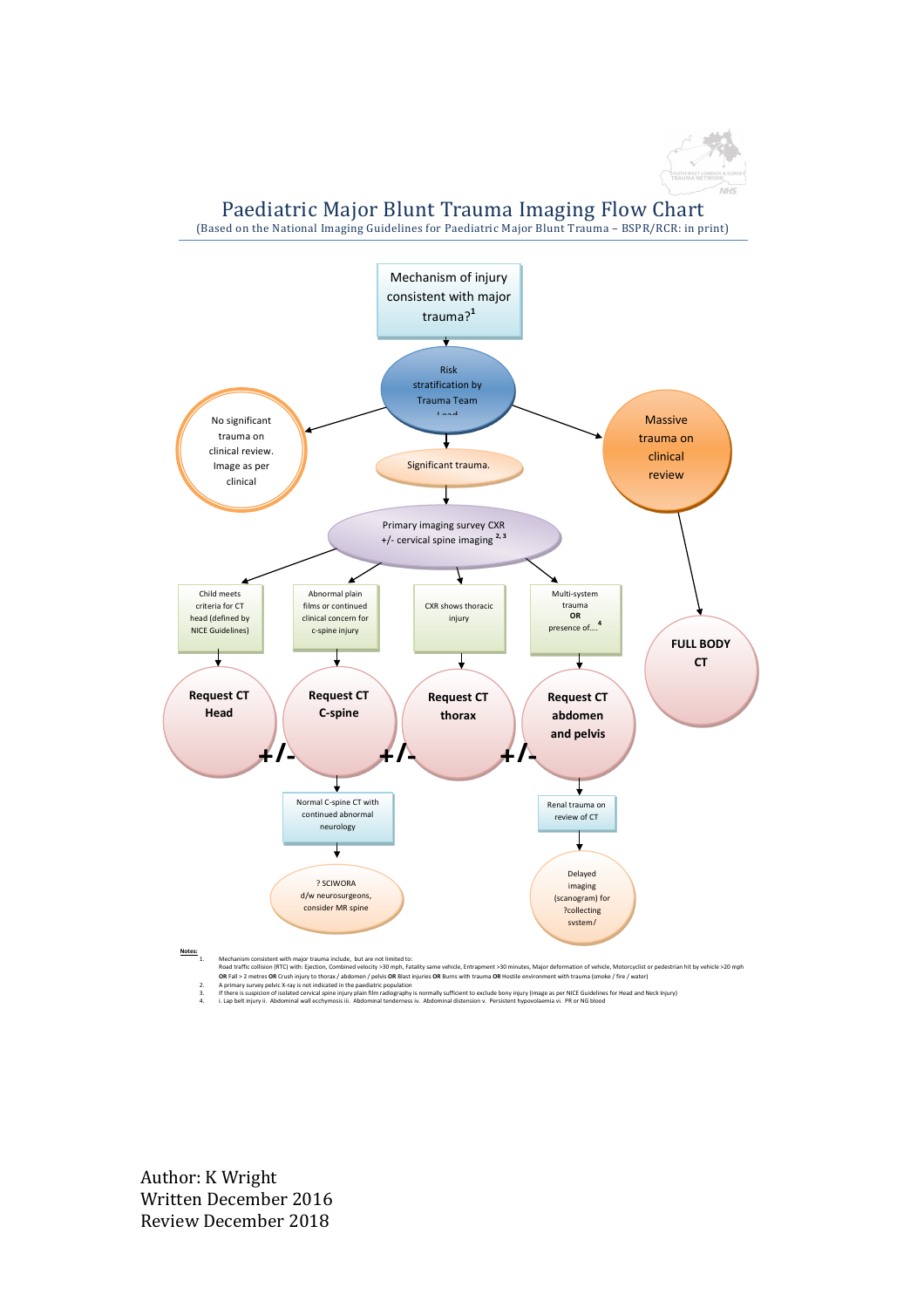# Paediatric Major Blunt Trauma Imaging Flow Chart

(Based on the National Imaging Guidelines for Paediatric Major Blunt Trauma – BSPR/RCR: in print)

Mechanism of injury consistent with major trauma?[1]

Risk stratification by Trauma Team Lead

No significant trauma on clinical review. Image as per clinical

Significant trauma.

Massive trauma on clinical review

FULL BODY CT

Primary imaging survey CXR +/- cervical spine imaging [2, 3]

Child meets criteria for CT head (defined by NICE Guidelines)

Abnormal plain films or continued clinical concern for c-spine injury

CXR shows thoracic injury

Multi-system trauma **OR** presence of….[4]

**Request CT Head** +/- **Request CT C-spine** +/- **Request CT thorax** +/- **Request CT abdomen and pelvis**

Normal C-spine CT with continued abnormal neurology

? SCIWORA d/w neurosurgeons, consider MR spine

Renal trauma on review of CT

Delayed imaging (scanogram) for ?collecting system/

**Notes:**

1. Mechanism consistent with major trauma include, but are not limited to:
   Road traffic collision (RTC) with: Ejection, Combined velocity >30 mph, Fatality same vehicle, Entrapment >30 minutes, Major deformation of vehicle, Motorcyclist or pedestrian hit by vehicle >20 mph **OR** Fall > 2 metres **OR** Crush injury to thorax / abdomen / pelvis **OR** Blast injuries **OR** Burns with trauma **OR** Hostile environment with trauma (smoke / fire / water)
2. A primary survey pelvic X-ray is not indicated in the paediatric population
3. If there is suspicion of isolated cervical spine injury plain film radiography is normally sufficient to exclude bony injury (image as per NICE Guidelines for Head and Neck Injury)
4. i. Lap belt injury ii. Abdominal wall ecchymosis iii. Abdominal tenderness iv. Abdominal distension v. Persistent hypovolaemia vi. PR or NG blood

Author: K Wright
Written December 2016
Review December 2018